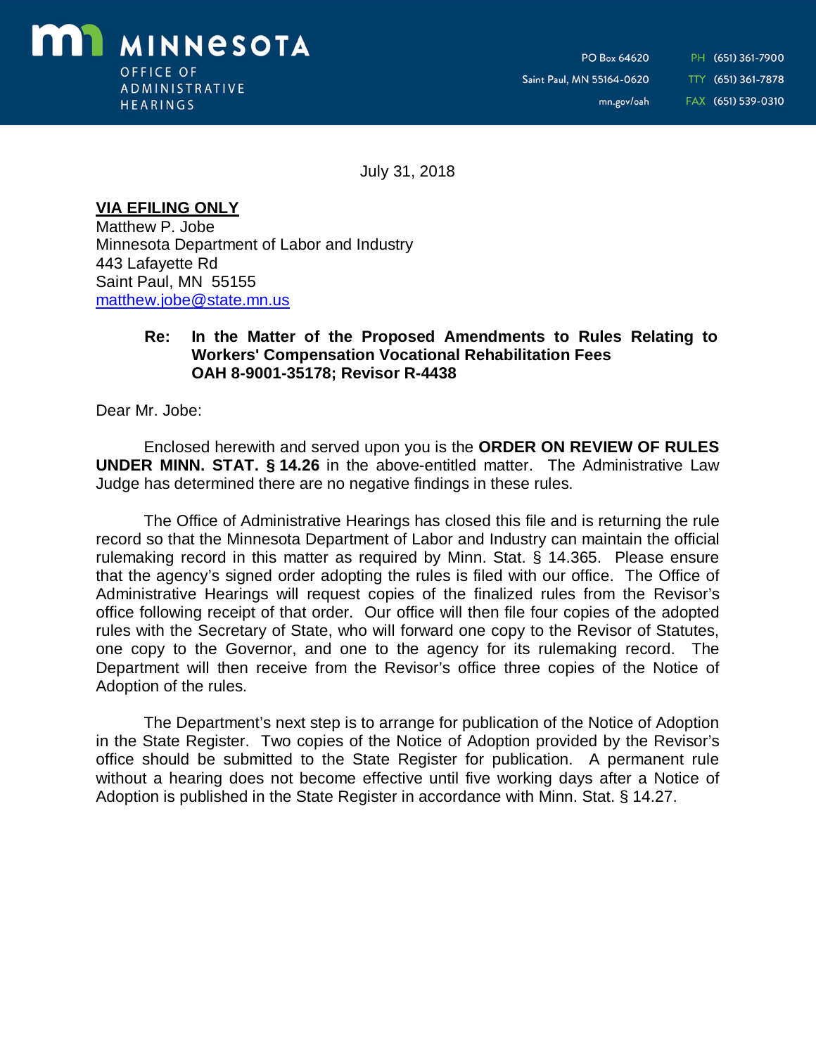**MINNESOTA**
OFFICE OF ADMINISTRATIVE HEARINGS

PO Box 64620
Saint Paul, MN 55164-0620
mn.gov/oah

PH (651) 361-7900
TTY (651) 361-7878
FAX (651) 539-0310

July 31, 2018

**VIA EFILING ONLY**
Matthew P. Jobe
Minnesota Department of Labor and Industry
443 Lafayette Rd
Saint Paul, MN 55155
matthew.jobe@state.mn.us

**Re: In the Matter of the Proposed Amendments to Rules Relating to Workers' Compensation Vocational Rehabilitation Fees**
**OAH 8-9001-35178; Revisor R-4438**

Dear Mr. Jobe:

Enclosed herewith and served upon you is the **ORDER ON REVIEW OF RULES UNDER MINN. STAT. § 14.26** in the above-entitled matter. The Administrative Law Judge has determined there are no negative findings in these rules.

The Office of Administrative Hearings has closed this file and is returning the rule record so that the Minnesota Department of Labor and Industry can maintain the official rulemaking record in this matter as required by Minn. Stat. § 14.365. Please ensure that the agency's signed order adopting the rules is filed with our office. The Office of Administrative Hearings will request copies of the finalized rules from the Revisor's office following receipt of that order. Our office will then file four copies of the adopted rules with the Secretary of State, who will forward one copy to the Revisor of Statutes, one copy to the Governor, and one to the agency for its rulemaking record. The Department will then receive from the Revisor's office three copies of the Notice of Adoption of the rules.

The Department's next step is to arrange for publication of the Notice of Adoption in the State Register. Two copies of the Notice of Adoption provided by the Revisor's office should be submitted to the State Register for publication. A permanent rule without a hearing does not become effective until five working days after a Notice of Adoption is published in the State Register in accordance with Minn. Stat. § 14.27.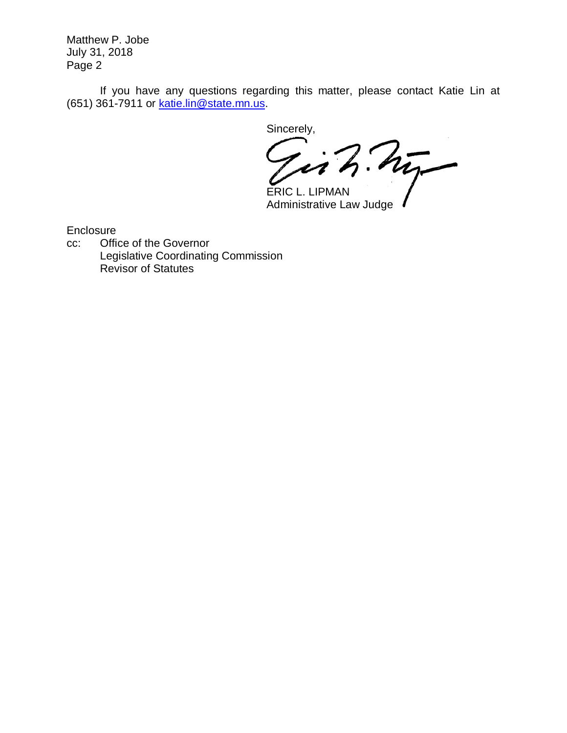If you have any questions regarding this matter, please contact Katie Lin at (651) 361-7911 or katie.lin@state.mn.us.

Sincerely,

ERIC L. LIPMAN
Administrative Law Judge

Enclosure

cc: Office of the Governor
Legislative Coordinating Commission
Revisor of Statutes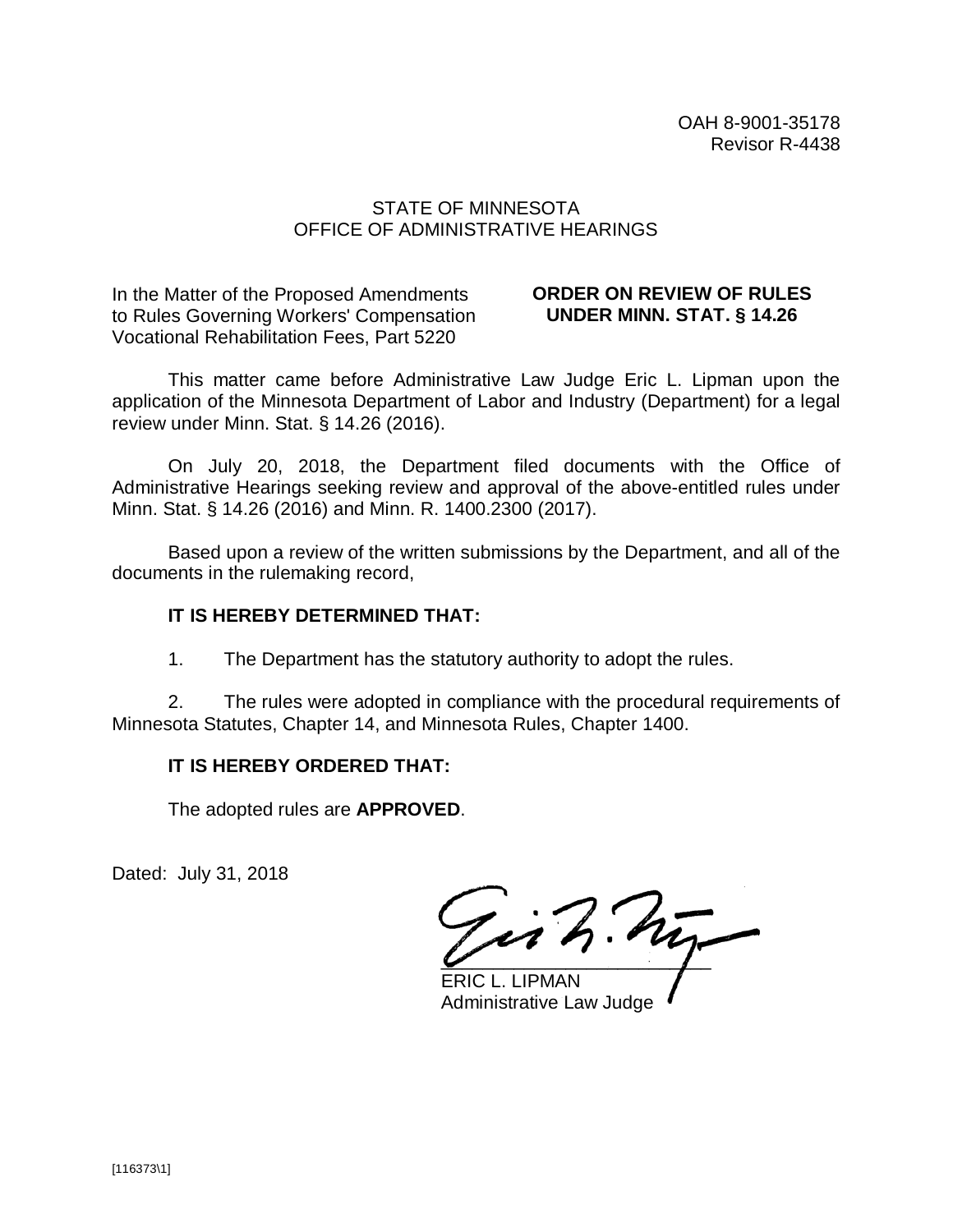OAH 8-9001-35178
Revisor R-4438

STATE OF MINNESOTA
OFFICE OF ADMINISTRATIVE HEARINGS

In the Matter of the Proposed Amendments to Rules Governing Workers' Compensation Vocational Rehabilitation Fees, Part 5220

**ORDER ON REVIEW OF RULES UNDER MINN. STAT. § 14.26**

This matter came before Administrative Law Judge Eric L. Lipman upon the application of the Minnesota Department of Labor and Industry (Department) for a legal review under Minn. Stat. § 14.26 (2016).

On July 20, 2018, the Department filed documents with the Office of Administrative Hearings seeking review and approval of the above-entitled rules under Minn. Stat. § 14.26 (2016) and Minn. R. 1400.2300 (2017).

Based upon a review of the written submissions by the Department, and all of the documents in the rulemaking record,

**IT IS HEREBY DETERMINED THAT:**

1. The Department has the statutory authority to adopt the rules.

2. The rules were adopted in compliance with the procedural requirements of Minnesota Statutes, Chapter 14, and Minnesota Rules, Chapter 1400.

**IT IS HEREBY ORDERED THAT:**

The adopted rules are **APPROVED**.

Dated: July 31, 2018

ERIC L. LIPMAN
Administrative Law Judge

[116373\1]